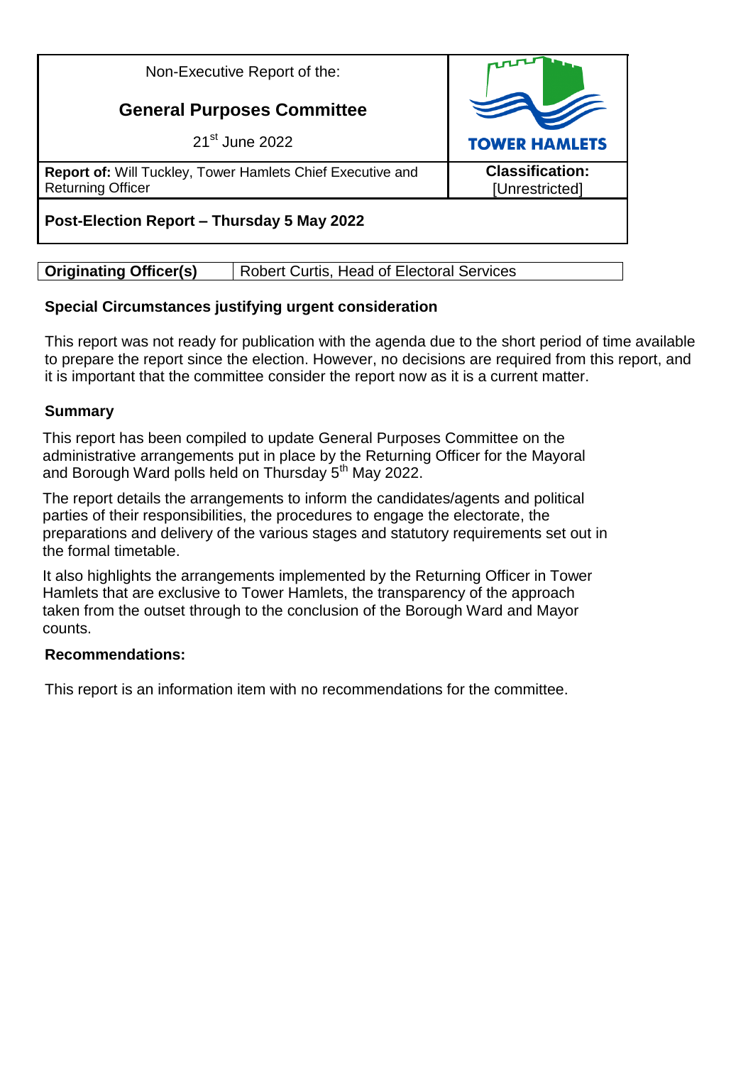| Non-Executive Report of the:<br><br>**General Purposes Committee**<br><br>21st June 2022 | TOWER HAMLETS |
|---|---|
| **Report of:** Will Tuckley, Tower Hamlets Chief Executive and Returning Officer | **Classification:**<br>[Unrestricted] |
| **Post-Election Report – Thursday 5 May 2022** | |

| **Originating Officer(s)** | Robert Curtis, Head of Electoral Services |
|---|---|

**Special Circumstances justifying urgent consideration**

This report was not ready for publication with the agenda due to the short period of time available to prepare the report since the election. However, no decisions are required from this report, and it is important that the committee consider the report now as it is a current matter.

**Summary**

This report has been compiled to update General Purposes Committee on the administrative arrangements put in place by the Returning Officer for the Mayoral and Borough Ward polls held on Thursday 5th May 2022.

The report details the arrangements to inform the candidates/agents and political parties of their responsibilities, the procedures to engage the electorate, the preparations and delivery of the various stages and statutory requirements set out in the formal timetable.

It also highlights the arrangements implemented by the Returning Officer in Tower Hamlets that are exclusive to Tower Hamlets, the transparency of the approach taken from the outset through to the conclusion of the Borough Ward and Mayor counts.

**Recommendations:**

This report is an information item with no recommendations for the committee.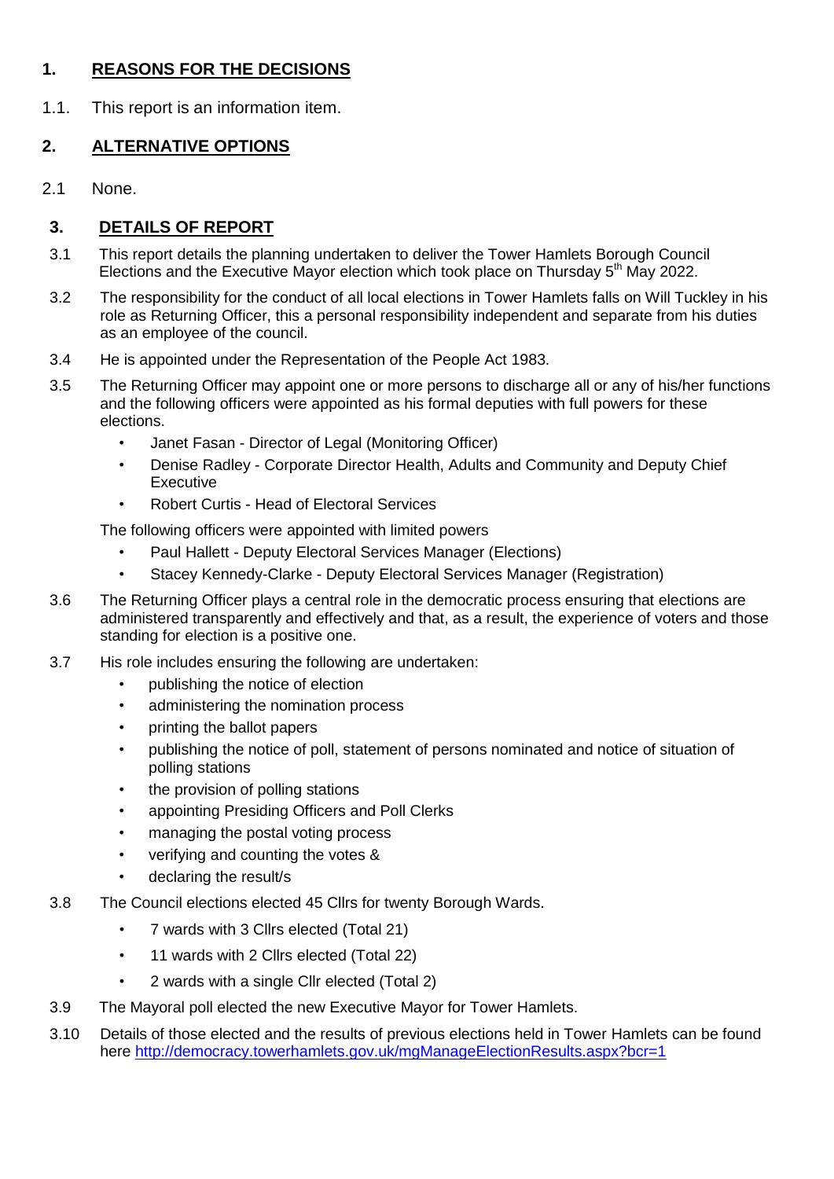## 1. REASONS FOR THE DECISIONS

1.1. This report is an information item.

## 2. ALTERNATIVE OPTIONS

2.1 None.

## 3. DETAILS OF REPORT

3.1 This report details the planning undertaken to deliver the Tower Hamlets Borough Council Elections and the Executive Mayor election which took place on Thursday 5th May 2022.

3.2 The responsibility for the conduct of all local elections in Tower Hamlets falls on Will Tuckley in his role as Returning Officer, this a personal responsibility independent and separate from his duties as an employee of the council.

3.4 He is appointed under the Representation of the People Act 1983.

3.5 The Returning Officer may appoint one or more persons to discharge all or any of his/her functions and the following officers were appointed as his formal deputies with full powers for these elections.

- Janet Fasan - Director of Legal (Monitoring Officer)
- Denise Radley - Corporate Director Health, Adults and Community and Deputy Chief Executive
- Robert Curtis - Head of Electoral Services

The following officers were appointed with limited powers

- Paul Hallett - Deputy Electoral Services Manager (Elections)
- Stacey Kennedy-Clarke - Deputy Electoral Services Manager (Registration)

3.6 The Returning Officer plays a central role in the democratic process ensuring that elections are administered transparently and effectively and that, as a result, the experience of voters and those standing for election is a positive one.

3.7 His role includes ensuring the following are undertaken:

- publishing the notice of election
- administering the nomination process
- printing the ballot papers
- publishing the notice of poll, statement of persons nominated and notice of situation of polling stations
- the provision of polling stations
- appointing Presiding Officers and Poll Clerks
- managing the postal voting process
- verifying and counting the votes &
- declaring the result/s

3.8 The Council elections elected 45 Cllrs for twenty Borough Wards.

- 7 wards with 3 Cllrs elected (Total 21)
- 11 wards with 2 Cllrs elected (Total 22)
- 2 wards with a single Cllr elected (Total 2)

3.9 The Mayoral poll elected the new Executive Mayor for Tower Hamlets.

3.10 Details of those elected and the results of previous elections held in Tower Hamlets can be found here http://democracy.towerhamlets.gov.uk/mgManageElectionResults.aspx?bcr=1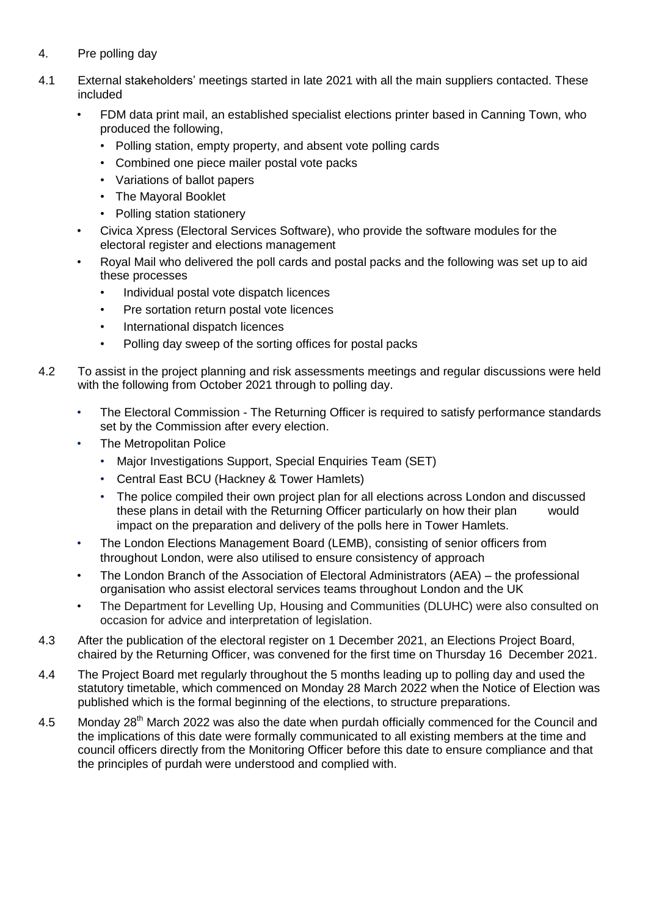## 4. Pre polling day

4.1 External stakeholders' meetings started in late 2021 with all the main suppliers contacted. These included

- FDM data print mail, an established specialist elections printer based in Canning Town, who produced the following,
  - Polling station, empty property, and absent vote polling cards
  - Combined one piece mailer postal vote packs
  - Variations of ballot papers
  - The Mayoral Booklet
  - Polling station stationery
- Civica Xpress (Electoral Services Software), who provide the software modules for the electoral register and elections management
- Royal Mail who delivered the poll cards and postal packs and the following was set up to aid these processes
  - Individual postal vote dispatch licences
  - Pre sortation return postal vote licences
  - International dispatch licences
  - Polling day sweep of the sorting offices for postal packs

4.2 To assist in the project planning and risk assessments meetings and regular discussions were held with the following from October 2021 through to polling day.

- The Electoral Commission - The Returning Officer is required to satisfy performance standards set by the Commission after every election.
- The Metropolitan Police
  - Major Investigations Support, Special Enquiries Team (SET)
  - Central East BCU (Hackney & Tower Hamlets)
  - The police compiled their own project plan for all elections across London and discussed these plans in detail with the Returning Officer particularly on how their plan would impact on the preparation and delivery of the polls here in Tower Hamlets.
- The London Elections Management Board (LEMB), consisting of senior officers from throughout London, were also utilised to ensure consistency of approach
- The London Branch of the Association of Electoral Administrators (AEA) – the professional organisation who assist electoral services teams throughout London and the UK
- The Department for Levelling Up, Housing and Communities (DLUHC) were also consulted on occasion for advice and interpretation of legislation.

4.3 After the publication of the electoral register on 1 December 2021, an Elections Project Board, chaired by the Returning Officer, was convened for the first time on Thursday 16 December 2021.

4.4 The Project Board met regularly throughout the 5 months leading up to polling day and used the statutory timetable, which commenced on Monday 28 March 2022 when the Notice of Election was published which is the formal beginning of the elections, to structure preparations.

4.5 Monday 28th March 2022 was also the date when purdah officially commenced for the Council and the implications of this date were formally communicated to all existing members at the time and council officers directly from the Monitoring Officer before this date to ensure compliance and that the principles of purdah were understood and complied with.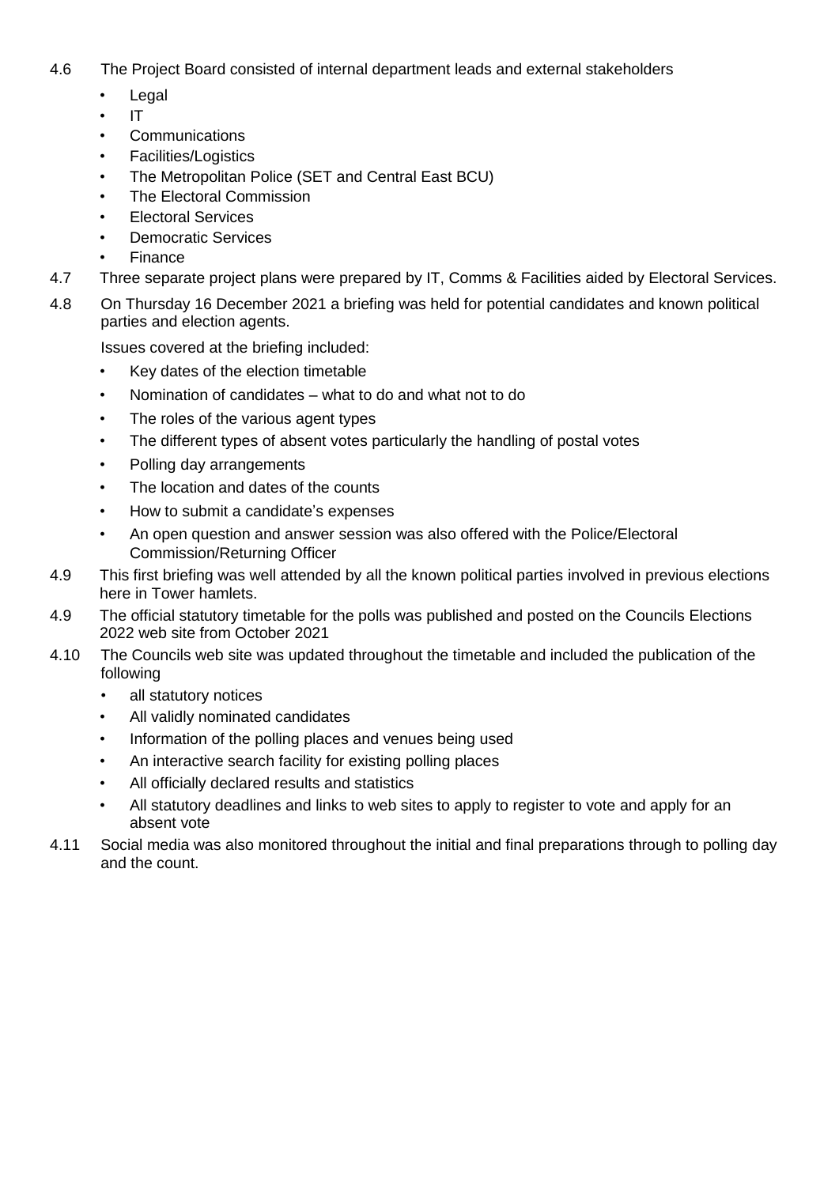4.6 The Project Board consisted of internal department leads and external stakeholders

- Legal
- IT
- Communications
- Facilities/Logistics
- The Metropolitan Police (SET and Central East BCU)
- The Electoral Commission
- Electoral Services
- Democratic Services
- Finance

4.7 Three separate project plans were prepared by IT, Comms & Facilities aided by Electoral Services.

4.8 On Thursday 16 December 2021 a briefing was held for potential candidates and known political parties and election agents.

Issues covered at the briefing included:

- Key dates of the election timetable
- Nomination of candidates – what to do and what not to do
- The roles of the various agent types
- The different types of absent votes particularly the handling of postal votes
- Polling day arrangements
- The location and dates of the counts
- How to submit a candidate's expenses
- An open question and answer session was also offered with the Police/Electoral Commission/Returning Officer

4.9 This first briefing was well attended by all the known political parties involved in previous elections here in Tower hamlets.

4.9 The official statutory timetable for the polls was published and posted on the Councils Elections 2022 web site from October 2021

4.10 The Councils web site was updated throughout the timetable and included the publication of the following

- all statutory notices
- All validly nominated candidates
- Information of the polling places and venues being used
- An interactive search facility for existing polling places
- All officially declared results and statistics
- All statutory deadlines and links to web sites to apply to register to vote and apply for an absent vote

4.11 Social media was also monitored throughout the initial and final preparations through to polling day and the count.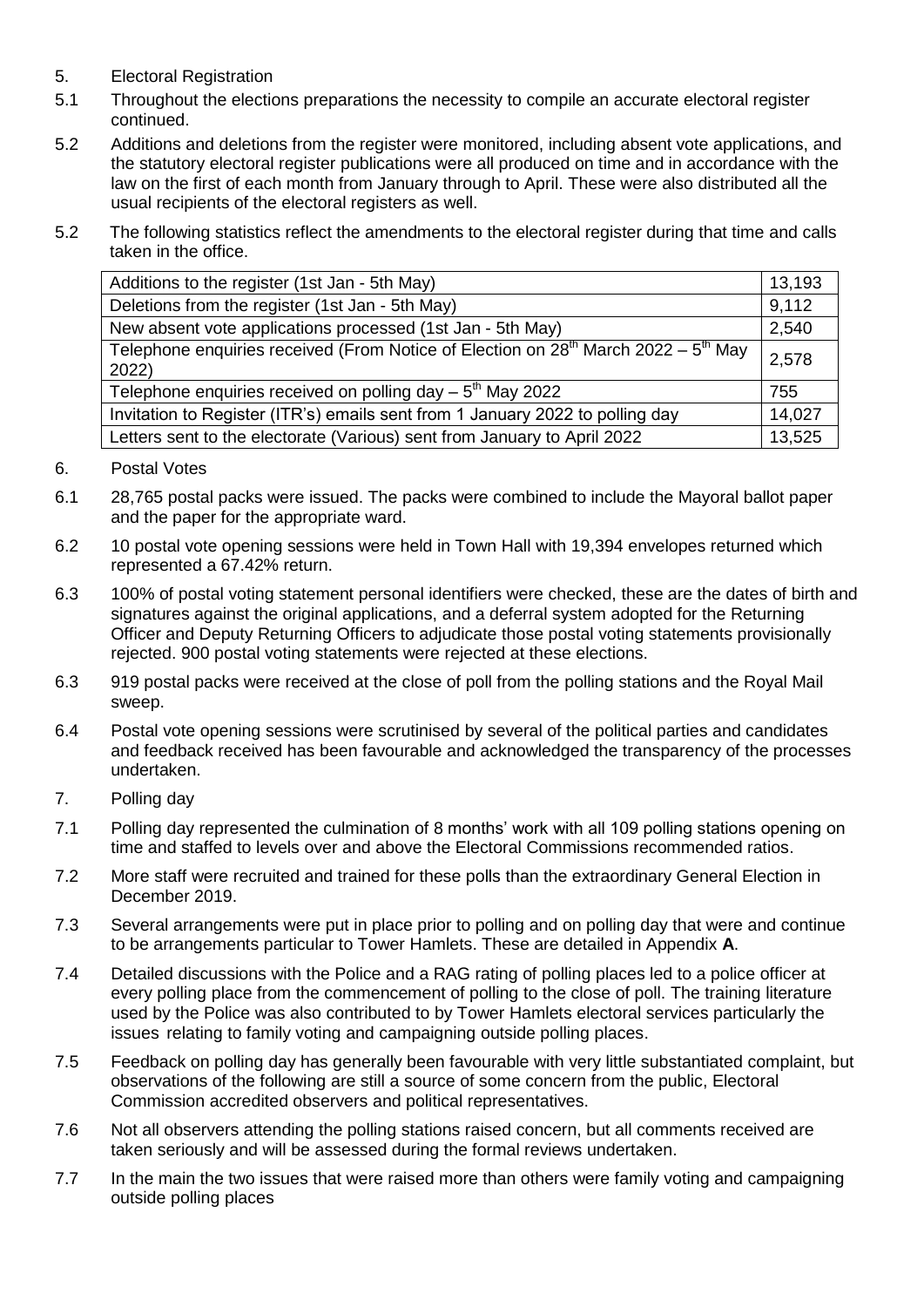5. Electoral Registration

5.1 Throughout the elections preparations the necessity to compile an accurate electoral register continued.

5.2 Additions and deletions from the register were monitored, including absent vote applications, and the statutory electoral register publications were all produced on time and in accordance with the law on the first of each month from January through to April. These were also distributed all the usual recipients of the electoral registers as well.

5.2 The following statistics reflect the amendments to the electoral register during that time and calls taken in the office.

| | |
|---|---|
| Additions to the register (1st Jan - 5th May) | 13,193 |
| Deletions from the register (1st Jan - 5th May) | 9,112 |
| New absent vote applications processed (1st Jan - 5th May) | 2,540 |
| Telephone enquiries received (From Notice of Election on 28th March 2022 – 5th May 2022) | 2,578 |
| Telephone enquiries received on polling day – 5th May 2022 | 755 |
| Invitation to Register (ITR's) emails sent from 1 January 2022 to polling day | 14,027 |
| Letters sent to the electorate (Various) sent from January to April 2022 | 13,525 |

6. Postal Votes

6.1 28,765 postal packs were issued. The packs were combined to include the Mayoral ballot paper and the paper for the appropriate ward.

6.2 10 postal vote opening sessions were held in Town Hall with 19,394 envelopes returned which represented a 67.42% return.

6.3 100% of postal voting statement personal identifiers were checked, these are the dates of birth and signatures against the original applications, and a deferral system adopted for the Returning Officer and Deputy Returning Officers to adjudicate those postal voting statements provisionally rejected. 900 postal voting statements were rejected at these elections.

6.3 919 postal packs were received at the close of poll from the polling stations and the Royal Mail sweep.

6.4 Postal vote opening sessions were scrutinised by several of the political parties and candidates and feedback received has been favourable and acknowledged the transparency of the processes undertaken.

7. Polling day

7.1 Polling day represented the culmination of 8 months' work with all 109 polling stations opening on time and staffed to levels over and above the Electoral Commissions recommended ratios.

7.2 More staff were recruited and trained for these polls than the extraordinary General Election in December 2019.

7.3 Several arrangements were put in place prior to polling and on polling day that were and continue to be arrangements particular to Tower Hamlets. These are detailed in Appendix **A**.

7.4 Detailed discussions with the Police and a RAG rating of polling places led to a police officer at every polling place from the commencement of polling to the close of poll. The training literature used by the Police was also contributed to by Tower Hamlets electoral services particularly the issues relating to family voting and campaigning outside polling places.

7.5 Feedback on polling day has generally been favourable with very little substantiated complaint, but observations of the following are still a source of some concern from the public, Electoral Commission accredited observers and political representatives.

7.6 Not all observers attending the polling stations raised concern, but all comments received are taken seriously and will be assessed during the formal reviews undertaken.

7.7 In the main the two issues that were raised more than others were family voting and campaigning outside polling places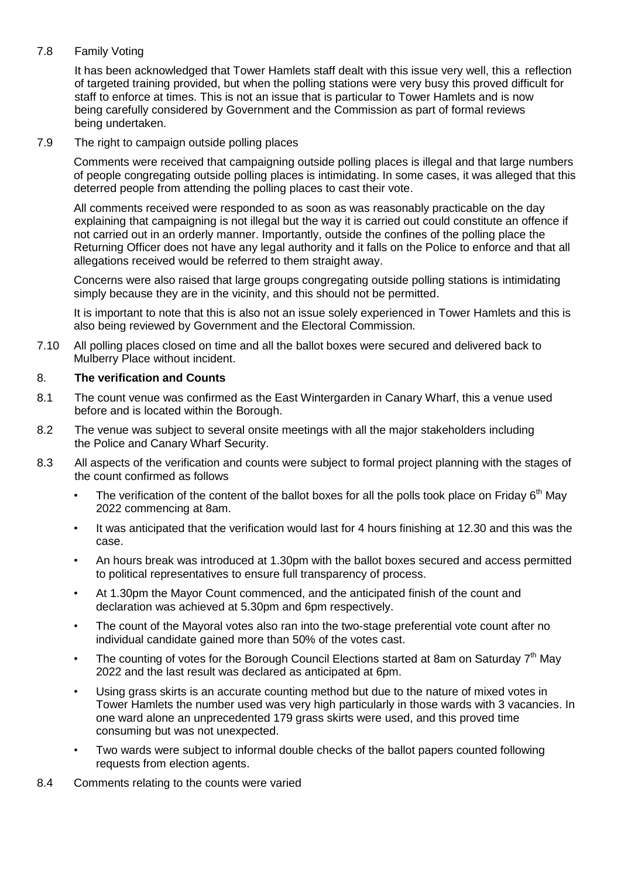7.8 Family Voting

It has been acknowledged that Tower Hamlets staff dealt with this issue very well, this a reflection of targeted training provided, but when the polling stations were very busy this proved difficult for staff to enforce at times. This is not an issue that is particular to Tower Hamlets and is now being carefully considered by Government and the Commission as part of formal reviews being undertaken.

7.9 The right to campaign outside polling places

Comments were received that campaigning outside polling places is illegal and that large numbers of people congregating outside polling places is intimidating. In some cases, it was alleged that this deterred people from attending the polling places to cast their vote.

All comments received were responded to as soon as was reasonably practicable on the day explaining that campaigning is not illegal but the way it is carried out could constitute an offence if not carried out in an orderly manner. Importantly, outside the confines of the polling place the Returning Officer does not have any legal authority and it falls on the Police to enforce and that all allegations received would be referred to them straight away.

Concerns were also raised that large groups congregating outside polling stations is intimidating simply because they are in the vicinity, and this should not be permitted.

It is important to note that this is also not an issue solely experienced in Tower Hamlets and this is also being reviewed by Government and the Electoral Commission.

7.10 All polling places closed on time and all the ballot boxes were secured and delivered back to Mulberry Place without incident.

## 8. **The verification and Counts**

8.1 The count venue was confirmed as the East Wintergarden in Canary Wharf, this a venue used before and is located within the Borough.

8.2 The venue was subject to several onsite meetings with all the major stakeholders including the Police and Canary Wharf Security.

8.3 All aspects of the verification and counts were subject to formal project planning with the stages of the count confirmed as follows

- The verification of the content of the ballot boxes for all the polls took place on Friday 6th May 2022 commencing at 8am.
- It was anticipated that the verification would last for 4 hours finishing at 12.30 and this was the case.
- An hours break was introduced at 1.30pm with the ballot boxes secured and access permitted to political representatives to ensure full transparency of process.
- At 1.30pm the Mayor Count commenced, and the anticipated finish of the count and declaration was achieved at 5.30pm and 6pm respectively.
- The count of the Mayoral votes also ran into the two-stage preferential vote count after no individual candidate gained more than 50% of the votes cast.
- The counting of votes for the Borough Council Elections started at 8am on Saturday 7th May 2022 and the last result was declared as anticipated at 6pm.
- Using grass skirts is an accurate counting method but due to the nature of mixed votes in Tower Hamlets the number used was very high particularly in those wards with 3 vacancies. In one ward alone an unprecedented 179 grass skirts were used, and this proved time consuming but was not unexpected.
- Two wards were subject to informal double checks of the ballot papers counted following requests from election agents.

8.4 Comments relating to the counts were varied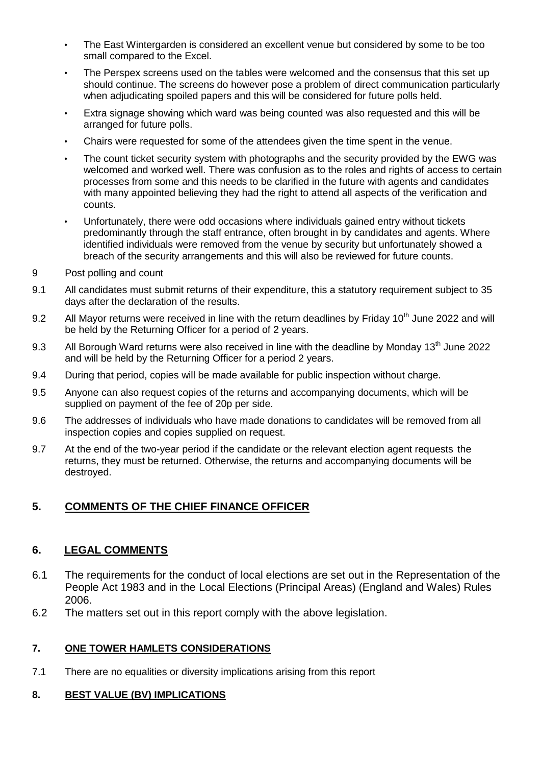- The East Wintergarden is considered an excellent venue but considered by some to be too small compared to the Excel.
- The Perspex screens used on the tables were welcomed and the consensus that this set up should continue. The screens do however pose a problem of direct communication particularly when adjudicating spoiled papers and this will be considered for future polls held.
- Extra signage showing which ward was being counted was also requested and this will be arranged for future polls.
- Chairs were requested for some of the attendees given the time spent in the venue.
- The count ticket security system with photographs and the security provided by the EWG was welcomed and worked well. There was confusion as to the roles and rights of access to certain processes from some and this needs to be clarified in the future with agents and candidates with many appointed believing they had the right to attend all aspects of the verification and counts.
- Unfortunately, there were odd occasions where individuals gained entry without tickets predominantly through the staff entrance, often brought in by candidates and agents. Where identified individuals were removed from the venue by security but unfortunately showed a breach of the security arrangements and this will also be reviewed for future counts.

9 Post polling and count

9.1 All candidates must submit returns of their expenditure, this a statutory requirement subject to 35 days after the declaration of the results.

9.2 All Mayor returns were received in line with the return deadlines by Friday 10th June 2022 and will be held by the Returning Officer for a period of 2 years.

9.3 All Borough Ward returns were also received in line with the deadline by Monday 13th June 2022 and will be held by the Returning Officer for a period 2 years.

9.4 During that period, copies will be made available for public inspection without charge.

9.5 Anyone can also request copies of the returns and accompanying documents, which will be supplied on payment of the fee of 20p per side.

9.6 The addresses of individuals who have made donations to candidates will be removed from all inspection copies and copies supplied on request.

9.7 At the end of the two-year period if the candidate or the relevant election agent requests the returns, they must be returned. Otherwise, the returns and accompanying documents will be destroyed.

## 5. COMMENTS OF THE CHIEF FINANCE OFFICER

## 6. LEGAL COMMENTS

6.1 The requirements for the conduct of local elections are set out in the Representation of the People Act 1983 and in the Local Elections (Principal Areas) (England and Wales) Rules 2006.

6.2 The matters set out in this report comply with the above legislation.

## 7. ONE TOWER HAMLETS CONSIDERATIONS

7.1 There are no equalities or diversity implications arising from this report

## 8. BEST VALUE (BV) IMPLICATIONS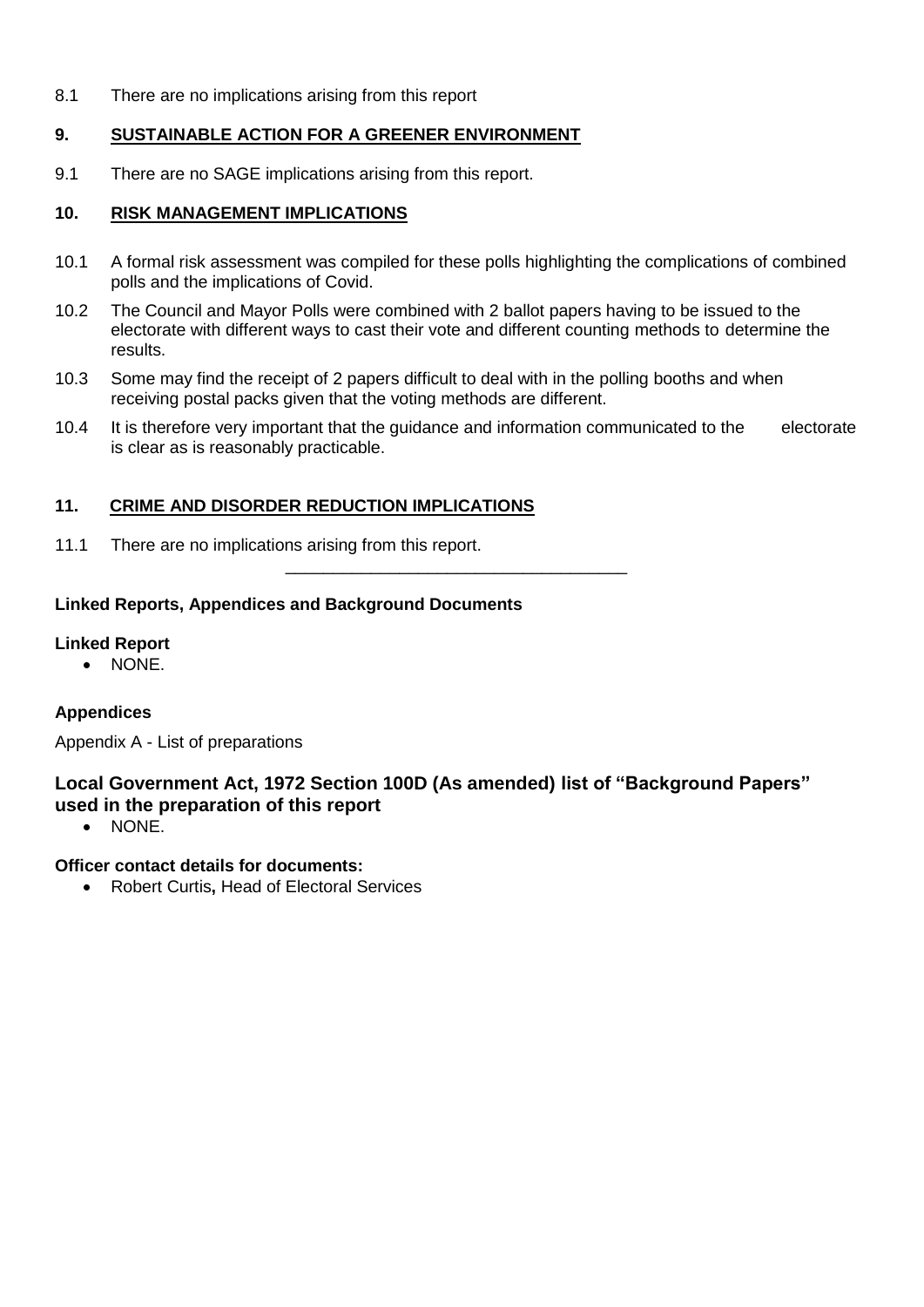8.1 There are no implications arising from this report

## 9. SUSTAINABLE ACTION FOR A GREENER ENVIRONMENT

9.1 There are no SAGE implications arising from this report.

## 10. RISK MANAGEMENT IMPLICATIONS

10.1 A formal risk assessment was compiled for these polls highlighting the complications of combined polls and the implications of Covid.

10.2 The Council and Mayor Polls were combined with 2 ballot papers having to be issued to the electorate with different ways to cast their vote and different counting methods to determine the results.

10.3 Some may find the receipt of 2 papers difficult to deal with in the polling booths and when receiving postal packs given that the voting methods are different.

10.4 It is therefore very important that the guidance and information communicated to the electorate is clear as is reasonably practicable.

## 11. CRIME AND DISORDER REDUCTION IMPLICATIONS

11.1 There are no implications arising from this report.

---

**Linked Reports, Appendices and Background Documents**

**Linked Report**

- NONE.

**Appendices**

Appendix A - List of preparations

### Local Government Act, 1972 Section 100D (As amended) list of "Background Papers" used in the preparation of this report

- NONE.

**Officer contact details for documents:**

- Robert Curtis**,** Head of Electoral Services